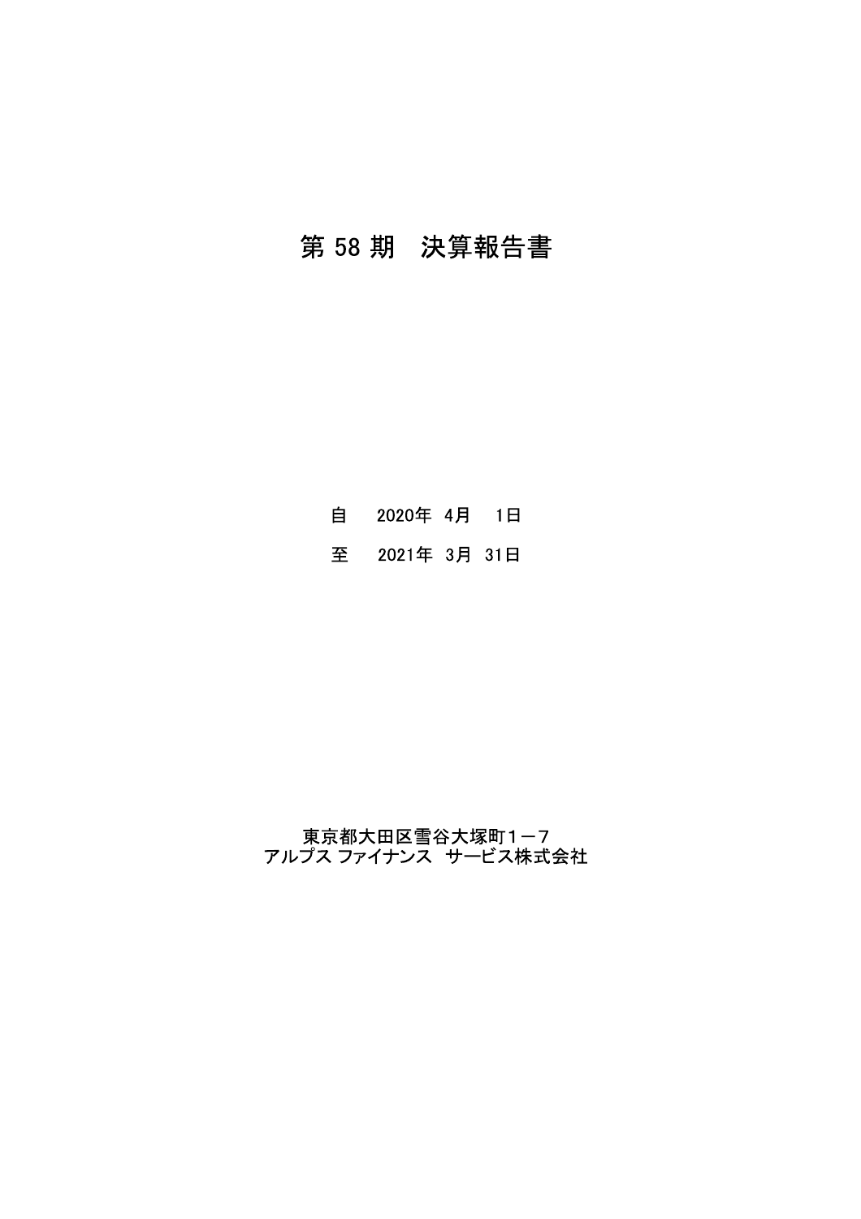# 第 58 期　決算報告書

自　2020年 4月　1日

至　2021年 3月 31日

東京都大田区雪谷大塚町１－７

アルプス ファイナンス サービス株式会社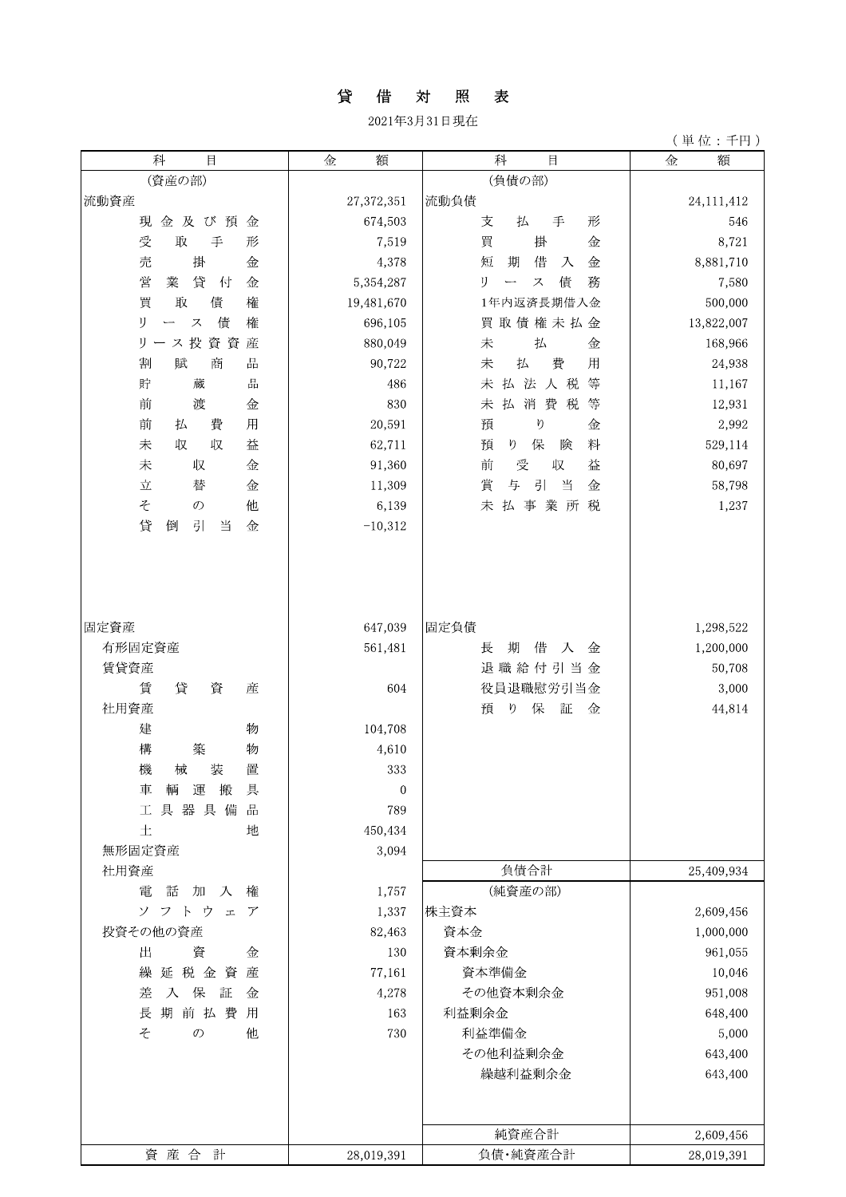# 貸　借　対　照　表

2021年3月31日現在

（単位：千円）

| 科　　目 | 金　　額 | 科　　目 | 金　　額 |
|---|---:|---|---:|
| （資産の部） | | （負債の部） | |
| 流動資産 | 27,372,351 | 流動負債 | 24,111,412 |
| 現金及び預金 | 674,503 | 支払手形 | 546 |
| 受取手形 | 7,519 | 買掛金 | 8,721 |
| 売掛金 | 4,378 | 短期借入金 | 8,881,710 |
| 営業貸付金 | 5,354,287 | リース債務 | 7,580 |
| 買取債権 | 19,481,670 | 1年内返済長期借入金 | 500,000 |
| リース債権 | 696,105 | 買取債権未払金 | 13,822,007 |
| リース投資資産 | 880,049 | 未払金 | 168,966 |
| 割賦商品 | 90,722 | 未払費用 | 24,938 |
| 貯蔵品 | 486 | 未払法人税等 | 11,167 |
| 前渡金 | 830 | 未払消費税等 | 12,931 |
| 前払費用 | 20,591 | 預り金 | 2,992 |
| 未収収益 | 62,711 | 預り保険料 | 529,114 |
| 未収金 | 91,360 | 前受収益 | 80,697 |
| 立替金 | 11,309 | 賞与引当金 | 58,798 |
| その他 | 6,139 | 未払事業所税 | 1,237 |
| 貸倒引当金 | -10,312 | | |
| 固定資産 | 647,039 | 固定負債 | 1,298,522 |
| 有形固定資産 | 561,481 | 長期借入金 | 1,200,000 |
| 賃貸資産 | | 退職給付引当金 | 50,708 |
| 賃貸資産 | 604 | 役員退職慰労引当金 | 3,000 |
| 社用資産 | | 預り保証金 | 44,814 |
| 建物 | 104,708 | | |
| 構築物 | 4,610 | | |
| 機械装置 | 333 | | |
| 車輌運搬具 | 0 | | |
| 工具器具備品 | 789 | | |
| 土地 | 450,434 | | |
| 無形固定資産 | 3,094 | | |
| 社用資産 | | 負債合計 | 25,409,934 |
| 電話加入権 | 1,757 | （純資産の部） | |
| ソフトウェア | 1,337 | 株主資本 | 2,609,456 |
| 投資その他の資産 | 82,463 | 資本金 | 1,000,000 |
| 出資金 | 130 | 資本剰余金 | 961,055 |
| 繰延税金資産 | 77,161 | 資本準備金 | 10,046 |
| 差入保証金 | 4,278 | その他資本剰余金 | 951,008 |
| 長期前払費用 | 163 | 利益剰余金 | 648,400 |
| その他 | 730 | 利益準備金 | 5,000 |
| | | その他利益剰余金 | 643,400 |
| | | 繰越利益剰余金 | 643,400 |
| | | 純資産合計 | 2,609,456 |
| 資産合計 | 28,019,391 | 負債・純資産合計 | 28,019,391 |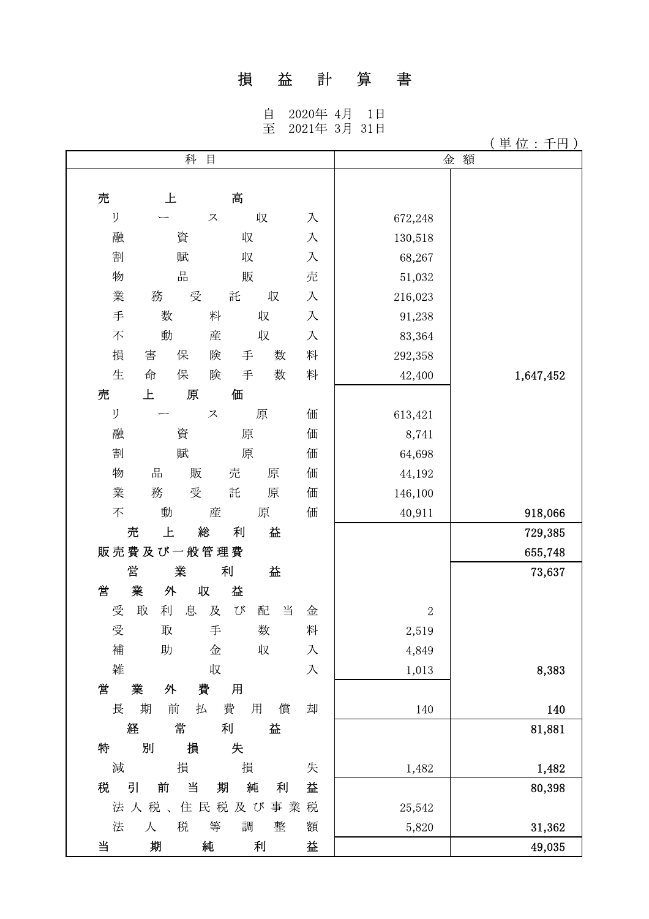# 損益計算書

自　2020年 4月　1日
至　2021年 3月 31日

（単位：千円）

| 科目 | 金額 | |
|---|---|---|
| 売上高 | | |
| リース収入 | 672,248 | |
| 融資収入 | 130,518 | |
| 割賦収入 | 68,267 | |
| 物品販売 | 51,032 | |
| 業務受託収入 | 216,023 | |
| 手数料収入 | 91,238 | |
| 不動産収入 | 83,364 | |
| 損害保険手数料 | 292,358 | |
| 生命保険手数料 | 42,400 | 1,647,452 |
| 売上原価 | | |
| リース原価 | 613,421 | |
| 融資原価 | 8,741 | |
| 割賦原価 | 64,698 | |
| 物品販売原価 | 44,192 | |
| 業務受託原価 | 146,100 | |
| 不動産原価 | 40,911 | 918,066 |
| 売上総利益 | | 729,385 |
| 販売費及び一般管理費 | | 655,748 |
| 営業利益 | | 73,637 |
| 営業外収益 | | |
| 受取利息及び配当金 | 2 | |
| 受取手数料 | 2,519 | |
| 補助金収入 | 4,849 | |
| 雑収入 | 1,013 | 8,383 |
| 営業外費用 | | |
| 長期前払費用償却 | 140 | 140 |
| 経常利益 | | 81,881 |
| 特別損失 | | |
| 減損損失 | 1,482 | 1,482 |
| 税引前当期純利益 | | 80,398 |
| 法人税、住民税及び事業税 | 25,542 | |
| 法人税等調整額 | 5,820 | 31,362 |
| 当期純利益 | | 49,035 |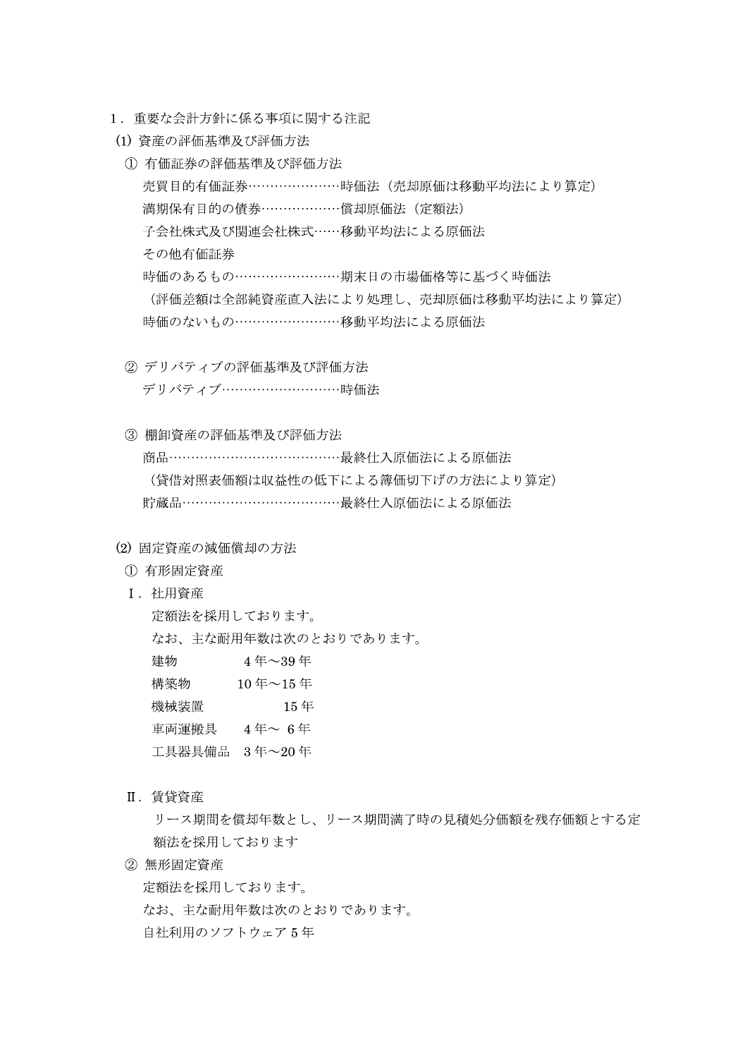## 1．重要な会計方針に係る事項に関する注記

### (1) 資産の評価基準及び評価方法

① 有価証券の評価基準及び評価方法

売買目的有価証券…………………時価法（売却原価は移動平均法により算定）

満期保有目的の債券………………償却原価法（定額法）

子会社株式及び関連会社株式……移動平均法による原価法

その他有価証券

時価のあるもの……………………期末日の市場価格等に基づく時価法

（評価差額は全部純資産直入法により処理し、売却原価は移動平均法により算定）

時価のないもの……………………移動平均法による原価法

② デリバティブの評価基準及び評価方法

デリバティブ………………………時価法

③ 棚卸資産の評価基準及び評価方法

商品…………………………………最終仕入原価法による原価法

（貸借対照表価額は収益性の低下による簿価切下げの方法により算定）

貯蔵品………………………………最終仕入原価法による原価法

### (2) 固定資産の減価償却の方法

① 有形固定資産

Ⅰ．社用資産

定額法を採用しております。

なお、主な耐用年数は次のとおりであります。

| | |
|---|---|
| 建物 | 4年～39年 |
| 構築物 | 10年～15年 |
| 機械装置 | 15年 |
| 車両運搬具 | 4年～ 6年 |
| 工具器具備品 | 3年～20年 |

Ⅱ．賃貸資産

リース期間を償却年数とし、リース期間満了時の見積処分価額を残存価額とする定額法を採用しております

② 無形固定資産

定額法を採用しております。

なお、主な耐用年数は次のとおりであります。

自社利用のソフトウェア 5年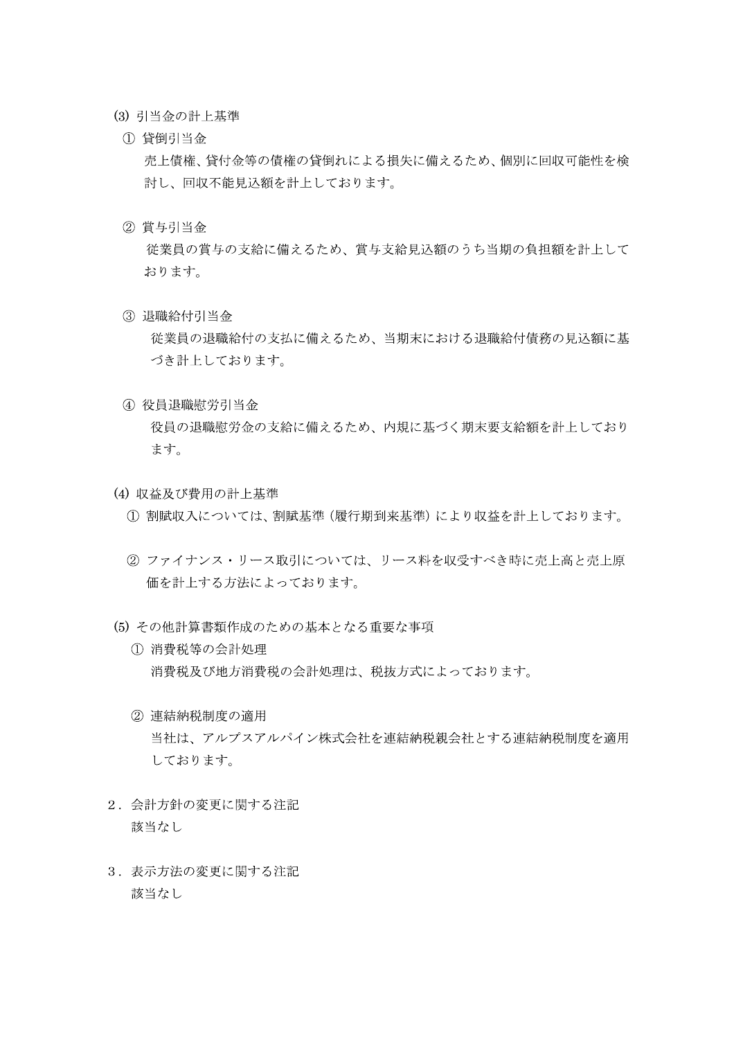(3) 引当金の計上基準

① 貸倒引当金

売上債権、貸付金等の債権の貸倒れによる損失に備えるため、個別に回収可能性を検討し、回収不能見込額を計上しております。

② 賞与引当金

従業員の賞与の支給に備えるため、賞与支給見込額のうち当期の負担額を計上しております。

③ 退職給付引当金

従業員の退職給付の支払に備えるため、当期末における退職給付債務の見込額に基づき計上しております。

④ 役員退職慰労引当金

役員の退職慰労金の支給に備えるため、内規に基づく期末要支給額を計上しております。

(4) 収益及び費用の計上基準

① 割賦収入については、割賦基準（履行期到来基準）により収益を計上しております。

② ファイナンス・リース取引については、リース料を収受すべき時に売上高と売上原価を計上する方法によっております。

(5) その他計算書類作成のための基本となる重要な事項

① 消費税等の会計処理

消費税及び地方消費税の会計処理は、税抜方式によっております。

② 連結納税制度の適用

当社は、アルプスアルパイン株式会社を連結納税親会社とする連結納税制度を適用しております。

2．会計方針の変更に関する注記

該当なし

3．表示方法の変更に関する注記

該当なし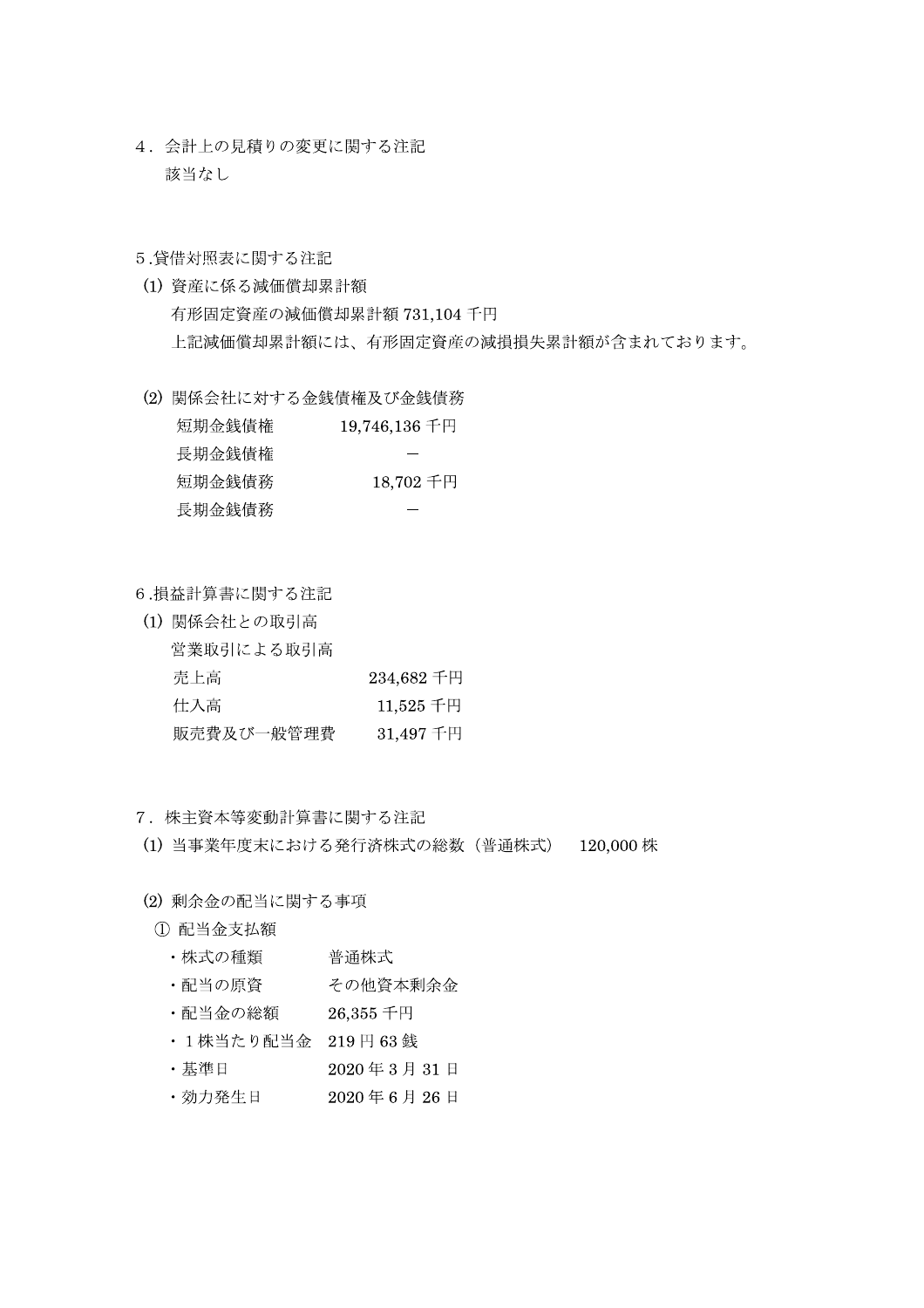## ４．会計上の見積りの変更に関する注記

該当なし

## ５.貸借対照表に関する注記

(1) 資産に係る減価償却累計額

有形固定資産の減価償却累計額 731,104 千円

上記減価償却累計額には、有形固定資産の減損損失累計額が含まれております。

(2) 関係会社に対する金銭債権及び金銭債務

| | |
|---|---|
| 短期金銭債権 | 19,746,136 千円 |
| 長期金銭債権 | － |
| 短期金銭債務 | 18,702 千円 |
| 長期金銭債務 | － |

## ６.損益計算書に関する注記

(1) 関係会社との取引高

営業取引による取引高

| | |
|---|---|
| 売上高 | 234,682 千円 |
| 仕入高 | 11,525 千円 |
| 販売費及び一般管理費 | 31,497 千円 |

## ７．株主資本等変動計算書に関する注記

(1) 当事業年度末における発行済株式の総数（普通株式）　120,000 株

(2) 剰余金の配当に関する事項

① 配当金支払額

- 株式の種類　普通株式
- 配当の原資　その他資本剰余金
- 配当金の総額　26,355 千円
- １株当たり配当金　219 円 63 銭
- 基準日　2020 年 3 月 31 日
- 効力発生日　2020 年 6 月 26 日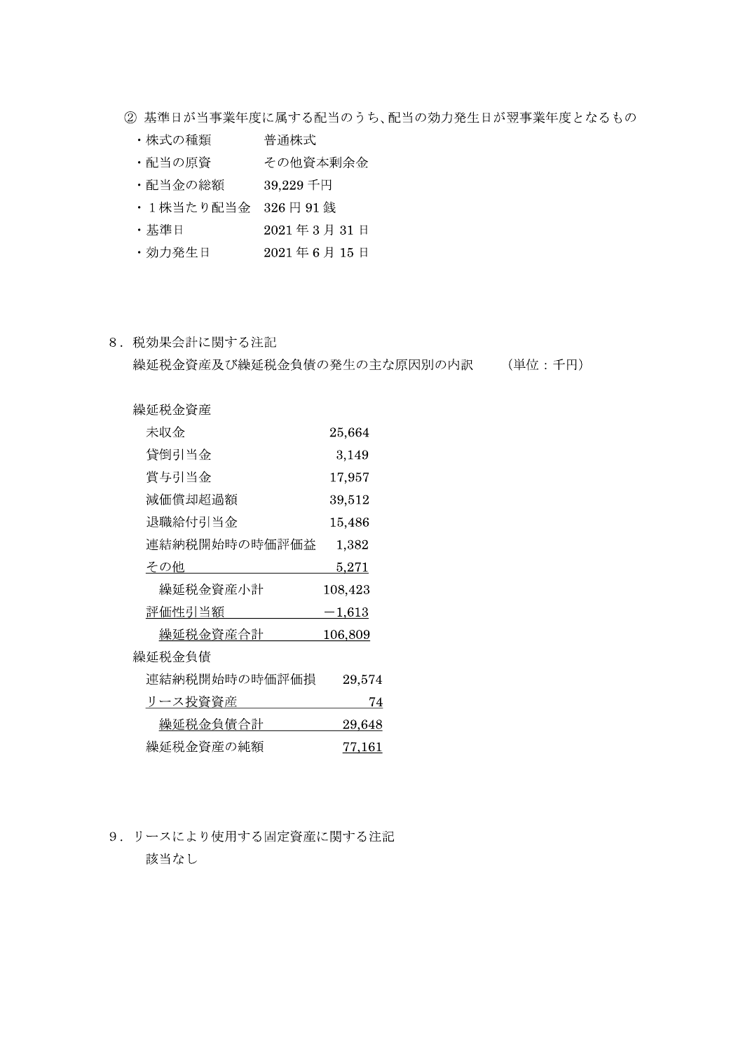② 基準日が当事業年度に属する配当のうち、配当の効力発生日が翌事業年度となるもの

- 株式の種類　普通株式
- 配当の原資　その他資本剰余金
- 配当金の総額　39,229千円
- １株当たり配当金　326円91銭
- 基準日　2021年3月31日
- 効力発生日　2021年6月15日

８．税効果会計に関する注記

繰延税金資産及び繰延税金負債の発生の主な原因別の内訳　（単位：千円）

| 項目 | 金額 |
|---|---|
| 繰延税金資産 | |
| 未収金 | 25,664 |
| 貸倒引当金 | 3,149 |
| 賞与引当金 | 17,957 |
| 減価償却超過額 | 39,512 |
| 退職給付引当金 | 15,486 |
| 連結納税開始時の時価評価益 | 1,382 |
| その他 | 5,271 |
| 繰延税金資産小計 | 108,423 |
| 評価性引当額 | −1,613 |
| 繰延税金資産合計 | 106,809 |
| 繰延税金負債 | |
| 連結納税開始時の時価評価損 | 29,574 |
| リース投資資産 | 74 |
| 繰延税金負債合計 | 29,648 |
| 繰延税金資産の純額 | 77,161 |

９．リースにより使用する固定資産に関する注記

該当なし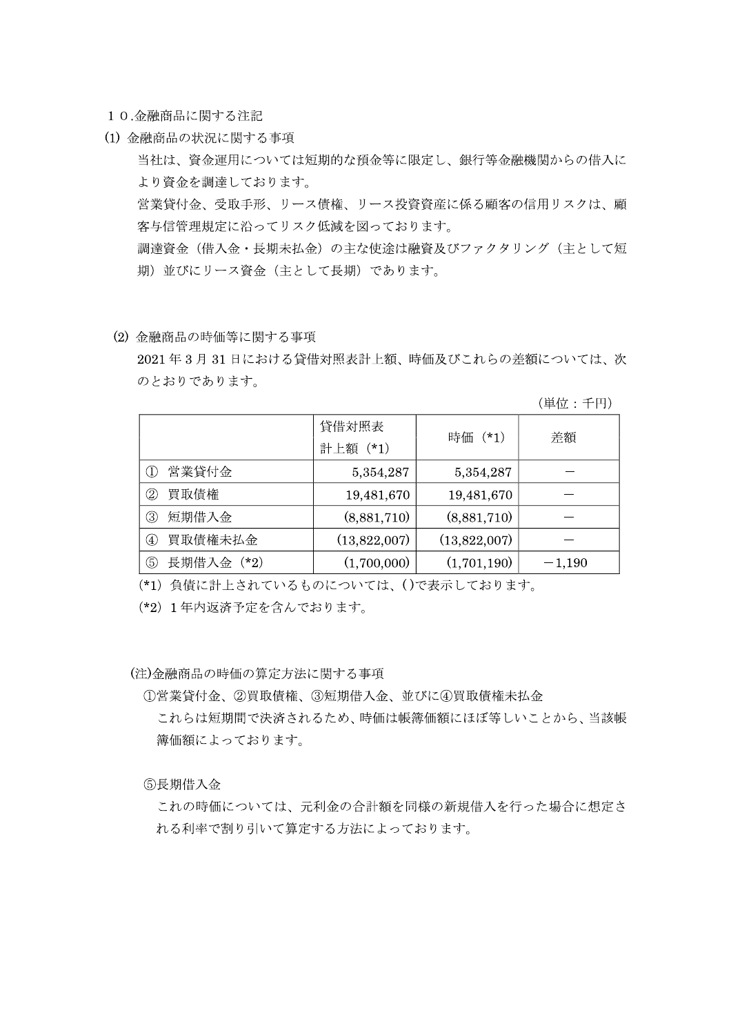## １０.金融商品に関する注記

### (1) 金融商品の状況に関する事項

当社は、資金運用については短期的な預金等に限定し、銀行等金融機関からの借入により資金を調達しております。

営業貸付金、受取手形、リース債権、リース投資資産に係る顧客の信用リスクは、顧客与信管理規定に沿ってリスク低減を図っております。

調達資金（借入金・長期未払金）の主な使途は融資及びファクタリング（主として短期）並びにリース資金（主として長期）であります。

### (2) 金融商品の時価等に関する事項

2021 年 3 月 31 日における貸借対照表計上額、時価及びこれらの差額については、次のとおりであります。

（単位：千円）

| | 貸借対照表計上額（*1） | 時価（*1） | 差額 |
|---|---|---|---|
| ① 営業貸付金 | 5,354,287 | 5,354,287 | － |
| ② 買取債権 | 19,481,670 | 19,481,670 | － |
| ③ 短期借入金 | (8,881,710) | (8,881,710) | － |
| ④ 買取債権未払金 | (13,822,007) | (13,822,007) | － |
| ⑤ 長期借入金（*2） | (1,700,000) | (1,701,190) | －1,190 |

(*1) 負債に計上されているものについては、( )で表示しております。

(*2) 1 年内返済予定を含んでおります。

(注)金融商品の時価の算定方法に関する事項

①営業貸付金、②買取債権、③短期借入金、並びに④買取債権未払金

これらは短期間で決済されるため、時価は帳簿価額にほぼ等しいことから、当該帳簿価額によっております。

⑤長期借入金

これの時価については、元利金の合計額を同様の新規借入を行った場合に想定される利率で割り引いて算定する方法によっております。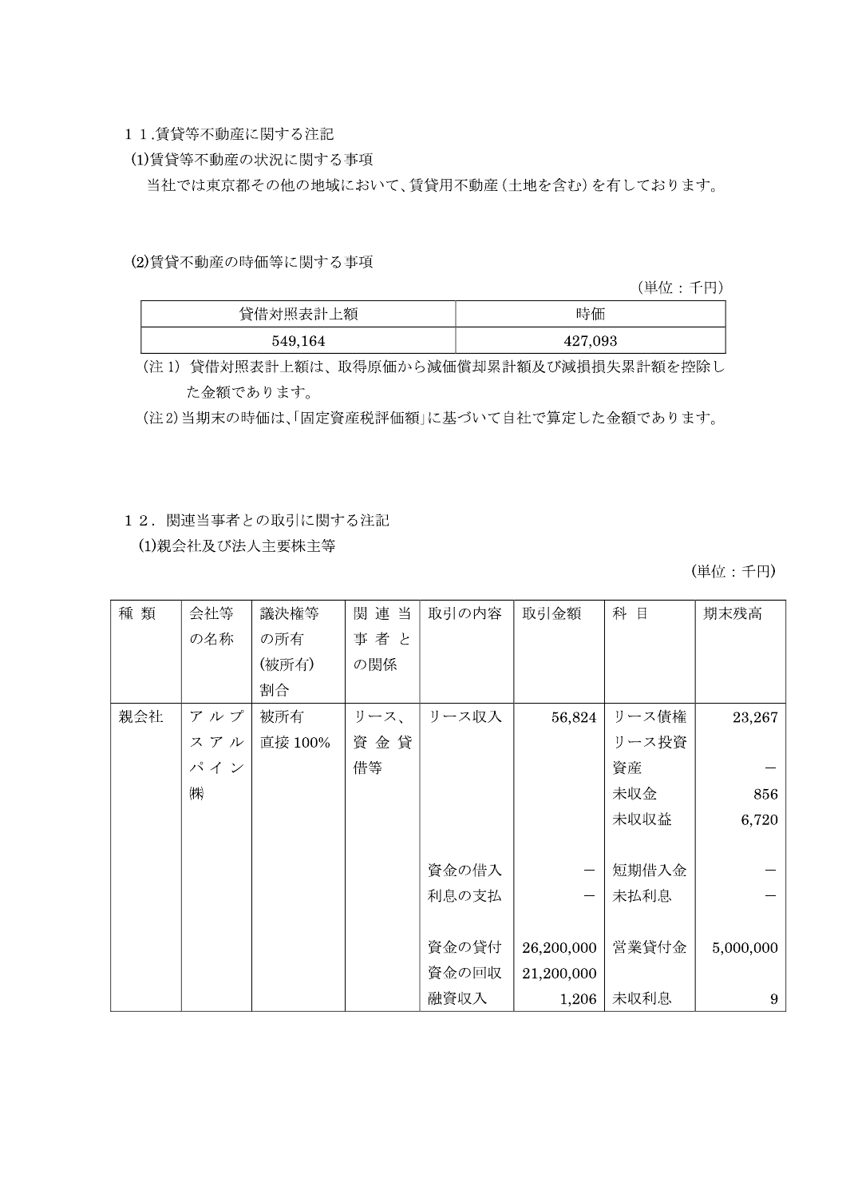１１.賃貸等不動産に関する注記

(1)賃貸等不動産の状況に関する事項

当社では東京都その他の地域において、賃貸用不動産（土地を含む）を有しております。

(2)賃貸不動産の時価等に関する事項

（単位：千円）

| 貸借対照表計上額 | 時価 |
|---|---|
| 549,164 | 427,093 |

（注 1）貸借対照表計上額は、取得原価から減価償却累計額及び減損損失累計額を控除した金額であります。

（注 2）当期末の時価は､｢固定資産税評価額｣に基づいて自社で算定した金額であります。

１２．関連当事者との取引に関する注記

(1)親会社及び法人主要株主等

（単位：千円）

| 種 類 | 会社等の名称 | 議決権等の所有(被所有)割合 | 関連当事者との関係 | 取引の内容 | 取引金額 | 科 目 | 期末残高 |
|---|---|---|---|---|---|---|---|
| 親会社 | アルプスアルパイン㈱ | 被所有直接 100% | リース、資金貸借等 | リース収入 | 56,824 | リース債権 | 23,267 |
| | | | | | | リース投資資産 | － |
| | | | | | | 未収金 | 856 |
| | | | | | | 未収収益 | 6,720 |
| | | | | 資金の借入 | － | 短期借入金 | － |
| | | | | 利息の支払 | － | 未払利息 | － |
| | | | | 資金の貸付 | 26,200,000 | 営業貸付金 | 5,000,000 |
| | | | | 資金の回収 | 21,200,000 | | |
| | | | | 融資収入 | 1,206 | 未収利息 | 9 |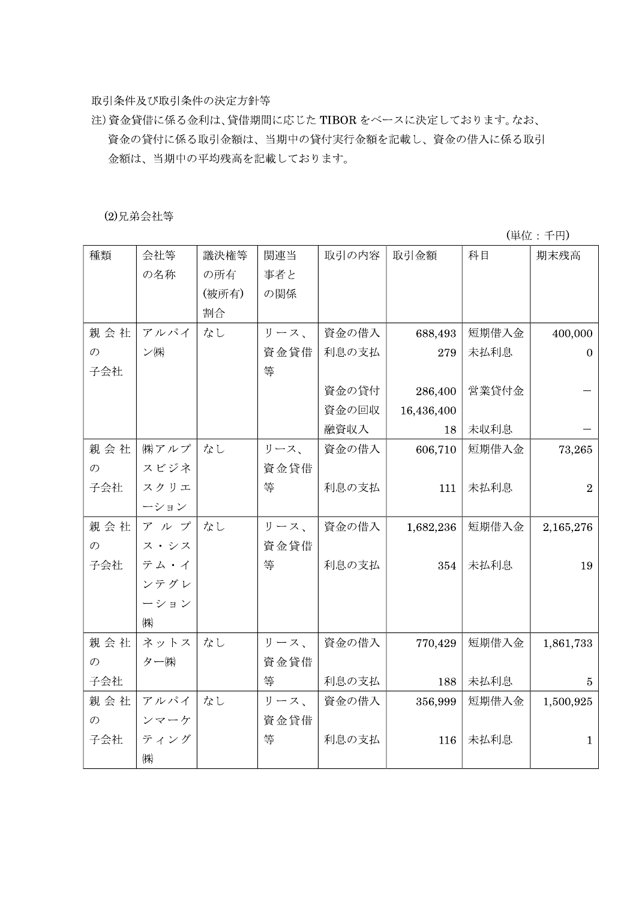取引条件及び取引条件の決定方針等

注）資金貸借に係る金利は、貸借期間に応じた TIBOR をベースに決定しております。なお、資金の貸付に係る取引金額は、当期中の貸付実行金額を記載し、資金の借入に係る取引金額は、当期中の平均残高を記載しております。

(2)兄弟会社等

(単位：千円)

| 種類 | 会社等の名称 | 議決権等の所有(被所有)割合 | 関連当事者との関係 | 取引の内容 | 取引金額 | 科目 | 期末残高 |
|---|---|---|---|---|---|---|---|
| 親会社の子会社 | アルパイン㈱ | なし | リース、資金貸借等 | 資金の借入<br>利息の支払<br><br>資金の貸付<br>資金の回収<br>融資収入 | 688,493<br>279<br><br>286,400<br>16,436,400<br>18 | 短期借入金<br>未払利息<br><br>営業貸付金<br><br>未収利息 | 400,000<br>0<br><br>－<br><br>－ |
| 親会社の子会社 | ㈱アルプスビジネスクリエーション | なし | リース、資金貸借等 | 資金の借入<br><br>利息の支払 | 606,710<br><br>111 | 短期借入金<br><br>未払利息 | 73,265<br><br>2 |
| 親会社の子会社 | アルプス・システム・インテグレーション㈱ | なし | リース、資金貸借等 | 資金の借入<br><br>利息の支払 | 1,682,236<br><br>354 | 短期借入金<br><br>未払利息 | 2,165,276<br><br>19 |
| 親会社の子会社 | ネットスター㈱ | なし | リース、資金貸借等 | 資金の借入<br><br>利息の支払 | 770,429<br><br>188 | 短期借入金<br><br>未払利息 | 1,861,733<br><br>5 |
| 親会社の子会社 | アルパインマーケティング㈱ | なし | リース、資金貸借等 | 資金の借入<br><br>利息の支払 | 356,999<br><br>116 | 短期借入金<br><br>未払利息 | 1,500,925<br><br>1 |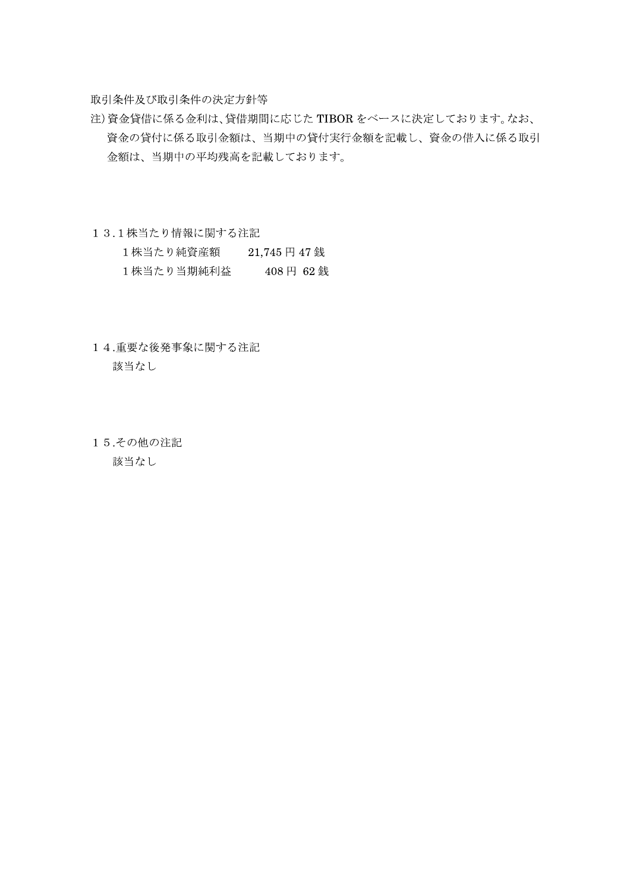取引条件及び取引条件の決定方針等

注）資金貸借に係る金利は、貸借期間に応じた TIBOR をベースに決定しております。なお、資金の貸付に係る取引金額は、当期中の貸付実行金額を記載し、資金の借入に係る取引金額は、当期中の平均残高を記載しております。

## １３.１株当たり情報に関する注記

１株当たり純資産額　　21,745 円 47 銭

１株当たり当期純利益　　408 円 62 銭

## １４.重要な後発事象に関する注記

該当なし

## １５.その他の注記

該当なし